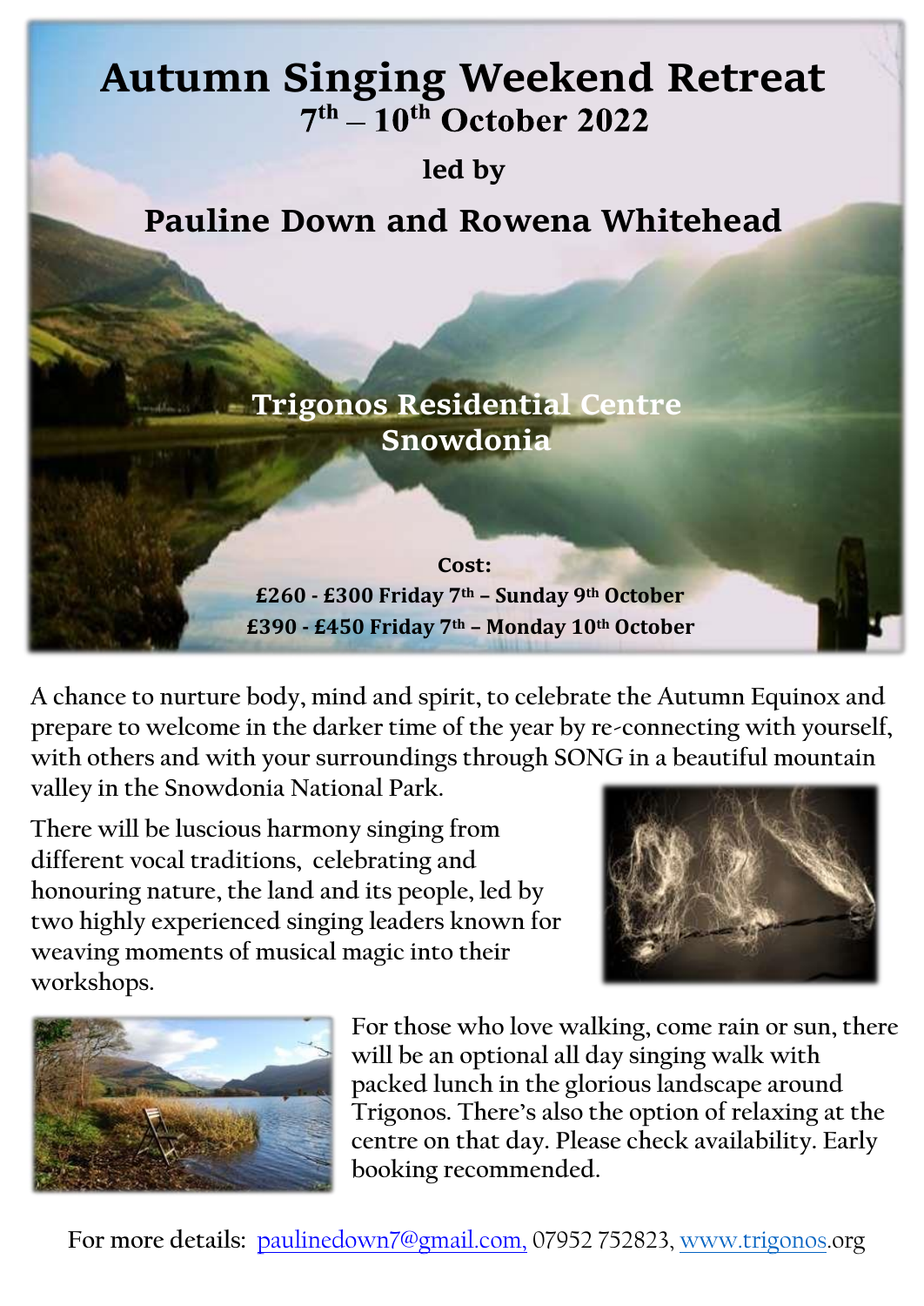# Autumn Singing Weekend Retreat

## 7th – 10th October 2022

**led by**

## Pauline Down and Rowena Whitehead

**Trigonos Residential Centre**
**Snowdonia**

**Cost:**
**£260 - £300 Friday 7th – Sunday 9th October**
**£390 - £450 Friday 7th – Monday 10th October**

A chance to nurture body, mind and spirit, to celebrate the Autumn Equinox and prepare to welcome in the darker time of the year by re-connecting with yourself, with others and with your surroundings through SONG in a beautiful mountain valley in the Snowdonia National Park.

There will be luscious harmony singing from different vocal traditions, celebrating and honouring nature, the land and its people, led by two highly experienced singing leaders known for weaving moments of musical magic into their workshops.

For those who love walking, come rain or sun, there will be an optional all day singing walk with packed lunch in the glorious landscape around Trigonos. There's also the option of relaxing at the centre on that day. Please check availability. Early booking recommended.

For more details: pauline.down7@gmail.com, 07952 752823, www.trigonos.org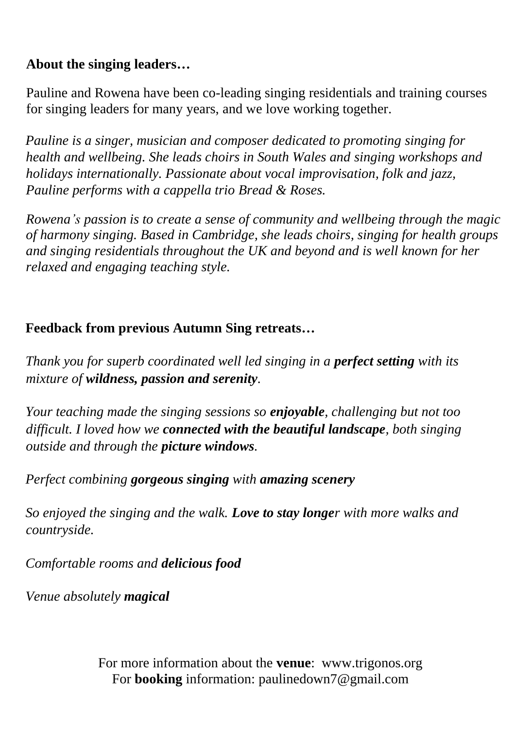**About the singing leaders…**

Pauline and Rowena have been co-leading singing residentials and training courses for singing leaders for many years, and we love working together.

*Pauline is a singer, musician and composer dedicated to promoting singing for health and wellbeing. She leads choirs in South Wales and singing workshops and holidays internationally. Passionate about vocal improvisation, folk and jazz, Pauline performs with a cappella trio Bread & Roses.*

*Rowena's passion is to create a sense of community and wellbeing through the magic of harmony singing. Based in Cambridge, she leads choirs, singing for health groups and singing residentials throughout the UK and beyond and is well known for her relaxed and engaging teaching style.*

**Feedback from previous Autumn Sing retreats…**

*Thank you for superb coordinated well led singing in a* ***perfect setting*** *with its mixture of* ***wildness, passion and serenity****.*

*Your teaching made the singing sessions so* ***enjoyable****, challenging but not too difficult. I loved how we* ***connected with the beautiful landscape****, both singing outside and through the* ***picture windows****.*

*Perfect combining* ***gorgeous singing*** *with* ***amazing scenery***

*So enjoyed the singing and the walk.* ***Love to stay longe****r with more walks and countryside.*

*Comfortable rooms and* ***delicious food***

*Venue absolutely* ***magical***

For more information about the **venue**: www.trigonos.org
For **booking** information: paulinedown7@gmail.com